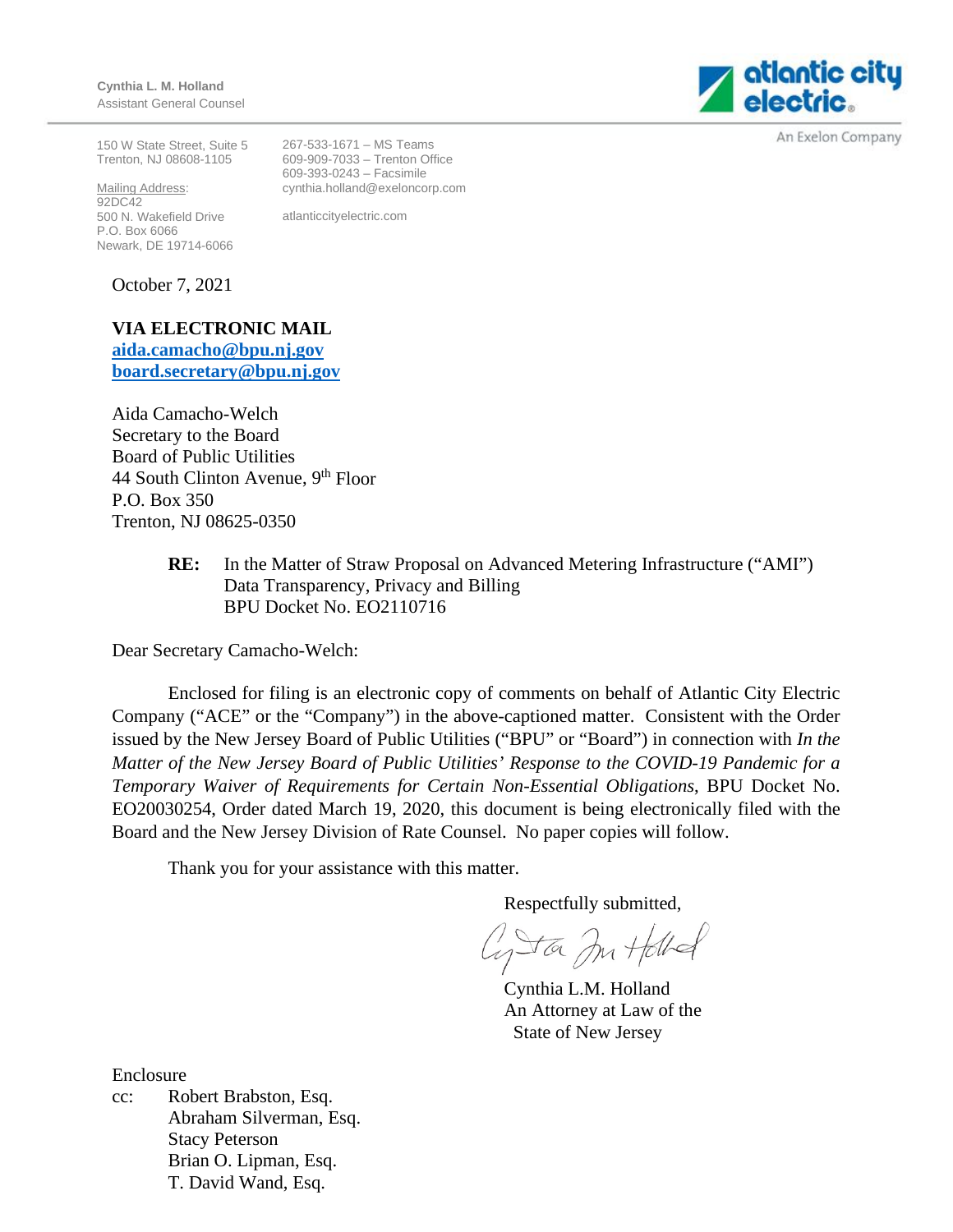**Cynthia L. M. Holland**
Assistant General Counsel

atlantic city electric
An Exelon Company

150 W State Street, Suite 5
Trenton, NJ 08608-1105

Mailing Address:
92DC42
500 N. Wakefield Drive
P.O. Box 6066
Newark, DE 19714-6066

267-533-1671 – MS Teams
609-909-7033 – Trenton Office
609-393-0243 – Facsimile
cynthia.holland@exeloncorp.com

atlanticcityelectric.com

October 7, 2021

**VIA ELECTRONIC MAIL**
**aida.camacho@bpu.nj.gov**
**board.secretary@bpu.nj.gov**

Aida Camacho-Welch
Secretary to the Board
Board of Public Utilities
44 South Clinton Avenue, 9th Floor
P.O. Box 350
Trenton, NJ 08625-0350

**RE:** In the Matter of Straw Proposal on Advanced Metering Infrastructure ("AMI") Data Transparency, Privacy and Billing
BPU Docket No. EO2110716

Dear Secretary Camacho-Welch:

Enclosed for filing is an electronic copy of comments on behalf of Atlantic City Electric Company ("ACE" or the "Company") in the above-captioned matter. Consistent with the Order issued by the New Jersey Board of Public Utilities ("BPU" or "Board") in connection with *In the Matter of the New Jersey Board of Public Utilities' Response to the COVID-19 Pandemic for a Temporary Waiver of Requirements for Certain Non-Essential Obligations*, BPU Docket No. EO20030254, Order dated March 19, 2020, this document is being electronically filed with the Board and the New Jersey Division of Rate Counsel. No paper copies will follow.

Thank you for your assistance with this matter.

Respectfully submitted,

Cynthia L.M. Holland
An Attorney at Law of the State of New Jersey

Enclosure
cc: Robert Brabston, Esq.
Abraham Silverman, Esq.
Stacy Peterson
Brian O. Lipman, Esq.
T. David Wand, Esq.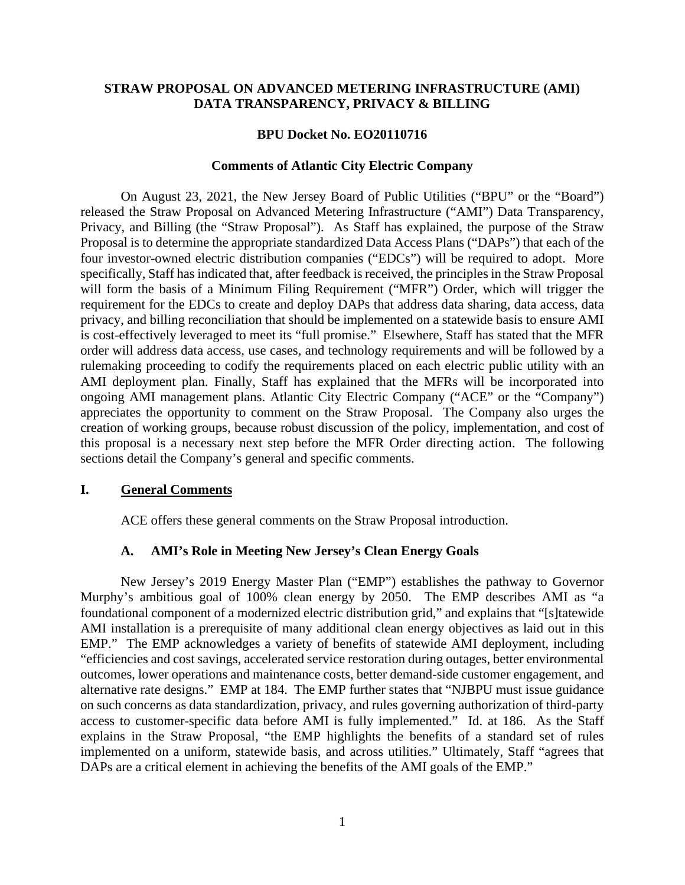**STRAW PROPOSAL ON ADVANCED METERING INFRASTRUCTURE (AMI) DATA TRANSPARENCY, PRIVACY & BILLING**

**BPU Docket No. EO20110716**

**Comments of Atlantic City Electric Company**

On August 23, 2021, the New Jersey Board of Public Utilities ("BPU" or the "Board") released the Straw Proposal on Advanced Metering Infrastructure ("AMI") Data Transparency, Privacy, and Billing (the "Straw Proposal"). As Staff has explained, the purpose of the Straw Proposal is to determine the appropriate standardized Data Access Plans ("DAPs") that each of the four investor-owned electric distribution companies ("EDCs") will be required to adopt. More specifically, Staff has indicated that, after feedback is received, the principles in the Straw Proposal will form the basis of a Minimum Filing Requirement ("MFR") Order, which will trigger the requirement for the EDCs to create and deploy DAPs that address data sharing, data access, data privacy, and billing reconciliation that should be implemented on a statewide basis to ensure AMI is cost-effectively leveraged to meet its "full promise." Elsewhere, Staff has stated that the MFR order will address data access, use cases, and technology requirements and will be followed by a rulemaking proceeding to codify the requirements placed on each electric public utility with an AMI deployment plan. Finally, Staff has explained that the MFRs will be incorporated into ongoing AMI management plans. Atlantic City Electric Company ("ACE" or the "Company") appreciates the opportunity to comment on the Straw Proposal. The Company also urges the creation of working groups, because robust discussion of the policy, implementation, and cost of this proposal is a necessary next step before the MFR Order directing action. The following sections detail the Company's general and specific comments.

## I. General Comments

ACE offers these general comments on the Straw Proposal introduction.

### A. AMI's Role in Meeting New Jersey's Clean Energy Goals

New Jersey's 2019 Energy Master Plan ("EMP") establishes the pathway to Governor Murphy's ambitious goal of 100% clean energy by 2050. The EMP describes AMI as "a foundational component of a modernized electric distribution grid," and explains that "[s]tatewide AMI installation is a prerequisite of many additional clean energy objectives as laid out in this EMP." The EMP acknowledges a variety of benefits of statewide AMI deployment, including "efficiencies and cost savings, accelerated service restoration during outages, better environmental outcomes, lower operations and maintenance costs, better demand-side customer engagement, and alternative rate designs." EMP at 184. The EMP further states that "NJBPU must issue guidance on such concerns as data standardization, privacy, and rules governing authorization of third-party access to customer-specific data before AMI is fully implemented." Id. at 186. As the Staff explains in the Straw Proposal, "the EMP highlights the benefits of a standard set of rules implemented on a uniform, statewide basis, and across utilities." Ultimately, Staff "agrees that DAPs are a critical element in achieving the benefits of the AMI goals of the EMP."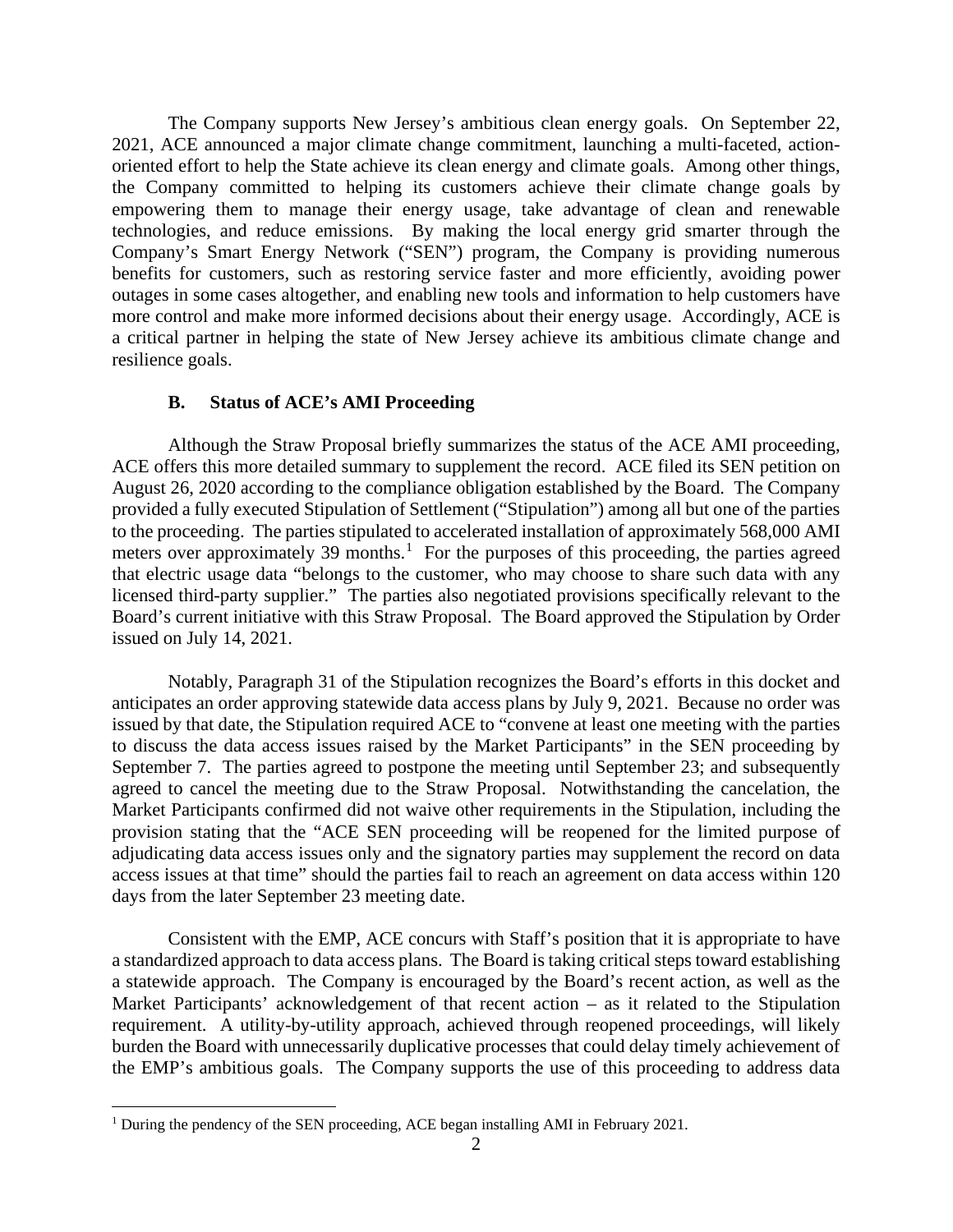The Company supports New Jersey's ambitious clean energy goals. On September 22, 2021, ACE announced a major climate change commitment, launching a multi-faceted, action-oriented effort to help the State achieve its clean energy and climate goals. Among other things, the Company committed to helping its customers achieve their climate change goals by empowering them to manage their energy usage, take advantage of clean and renewable technologies, and reduce emissions. By making the local energy grid smarter through the Company's Smart Energy Network ("SEN") program, the Company is providing numerous benefits for customers, such as restoring service faster and more efficiently, avoiding power outages in some cases altogether, and enabling new tools and information to help customers have more control and make more informed decisions about their energy usage. Accordingly, ACE is a critical partner in helping the state of New Jersey achieve its ambitious climate change and resilience goals.

### B. Status of ACE's AMI Proceeding

Although the Straw Proposal briefly summarizes the status of the ACE AMI proceeding, ACE offers this more detailed summary to supplement the record. ACE filed its SEN petition on August 26, 2020 according to the compliance obligation established by the Board. The Company provided a fully executed Stipulation of Settlement ("Stipulation") among all but one of the parties to the proceeding. The parties stipulated to accelerated installation of approximately 568,000 AMI meters over approximately 39 months.[1] For the purposes of this proceeding, the parties agreed that electric usage data "belongs to the customer, who may choose to share such data with any licensed third-party supplier." The parties also negotiated provisions specifically relevant to the Board's current initiative with this Straw Proposal. The Board approved the Stipulation by Order issued on July 14, 2021.

Notably, Paragraph 31 of the Stipulation recognizes the Board's efforts in this docket and anticipates an order approving statewide data access plans by July 9, 2021. Because no order was issued by that date, the Stipulation required ACE to "convene at least one meeting with the parties to discuss the data access issues raised by the Market Participants" in the SEN proceeding by September 7. The parties agreed to postpone the meeting until September 23; and subsequently agreed to cancel the meeting due to the Straw Proposal. Notwithstanding the cancelation, the Market Participants confirmed did not waive other requirements in the Stipulation, including the provision stating that the "ACE SEN proceeding will be reopened for the limited purpose of adjudicating data access issues only and the signatory parties may supplement the record on data access issues at that time" should the parties fail to reach an agreement on data access within 120 days from the later September 23 meeting date.

Consistent with the EMP, ACE concurs with Staff's position that it is appropriate to have a standardized approach to data access plans. The Board is taking critical steps toward establishing a statewide approach. The Company is encouraged by the Board's recent action, as well as the Market Participants' acknowledgement of that recent action – as it related to the Stipulation requirement. A utility-by-utility approach, achieved through reopened proceedings, will likely burden the Board with unnecessarily duplicative processes that could delay timely achievement of the EMP's ambitious goals. The Company supports the use of this proceeding to address data

[1] During the pendency of the SEN proceeding, ACE began installing AMI in February 2021.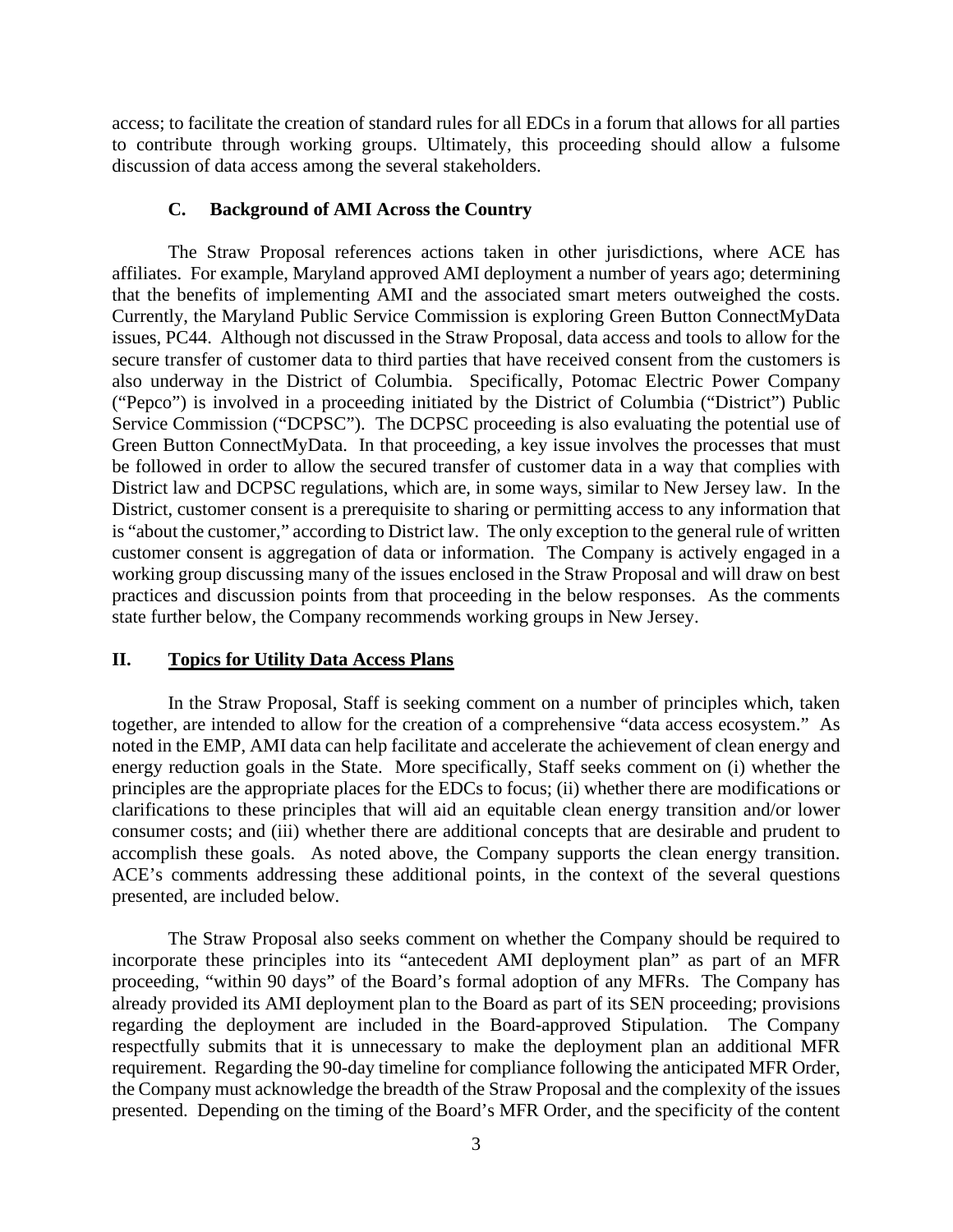access; to facilitate the creation of standard rules for all EDCs in a forum that allows for all parties to contribute through working groups. Ultimately, this proceeding should allow a fulsome discussion of data access among the several stakeholders.

### C. Background of AMI Across the Country

The Straw Proposal references actions taken in other jurisdictions, where ACE has affiliates. For example, Maryland approved AMI deployment a number of years ago; determining that the benefits of implementing AMI and the associated smart meters outweighed the costs. Currently, the Maryland Public Service Commission is exploring Green Button ConnectMyData issues, PC44. Although not discussed in the Straw Proposal, data access and tools to allow for the secure transfer of customer data to third parties that have received consent from the customers is also underway in the District of Columbia. Specifically, Potomac Electric Power Company ("Pepco") is involved in a proceeding initiated by the District of Columbia ("District") Public Service Commission ("DCPSC"). The DCPSC proceeding is also evaluating the potential use of Green Button ConnectMyData. In that proceeding, a key issue involves the processes that must be followed in order to allow the secured transfer of customer data in a way that complies with District law and DCPSC regulations, which are, in some ways, similar to New Jersey law. In the District, customer consent is a prerequisite to sharing or permitting access to any information that is "about the customer," according to District law. The only exception to the general rule of written customer consent is aggregation of data or information. The Company is actively engaged in a working group discussing many of the issues enclosed in the Straw Proposal and will draw on best practices and discussion points from that proceeding in the below responses. As the comments state further below, the Company recommends working groups in New Jersey.

## II. Topics for Utility Data Access Plans

In the Straw Proposal, Staff is seeking comment on a number of principles which, taken together, are intended to allow for the creation of a comprehensive "data access ecosystem." As noted in the EMP, AMI data can help facilitate and accelerate the achievement of clean energy and energy reduction goals in the State. More specifically, Staff seeks comment on (i) whether the principles are the appropriate places for the EDCs to focus; (ii) whether there are modifications or clarifications to these principles that will aid an equitable clean energy transition and/or lower consumer costs; and (iii) whether there are additional concepts that are desirable and prudent to accomplish these goals. As noted above, the Company supports the clean energy transition. ACE's comments addressing these additional points, in the context of the several questions presented, are included below.

The Straw Proposal also seeks comment on whether the Company should be required to incorporate these principles into its "antecedent AMI deployment plan" as part of an MFR proceeding, "within 90 days" of the Board's formal adoption of any MFRs. The Company has already provided its AMI deployment plan to the Board as part of its SEN proceeding; provisions regarding the deployment are included in the Board-approved Stipulation. The Company respectfully submits that it is unnecessary to make the deployment plan an additional MFR requirement. Regarding the 90-day timeline for compliance following the anticipated MFR Order, the Company must acknowledge the breadth of the Straw Proposal and the complexity of the issues presented. Depending on the timing of the Board's MFR Order, and the specificity of the content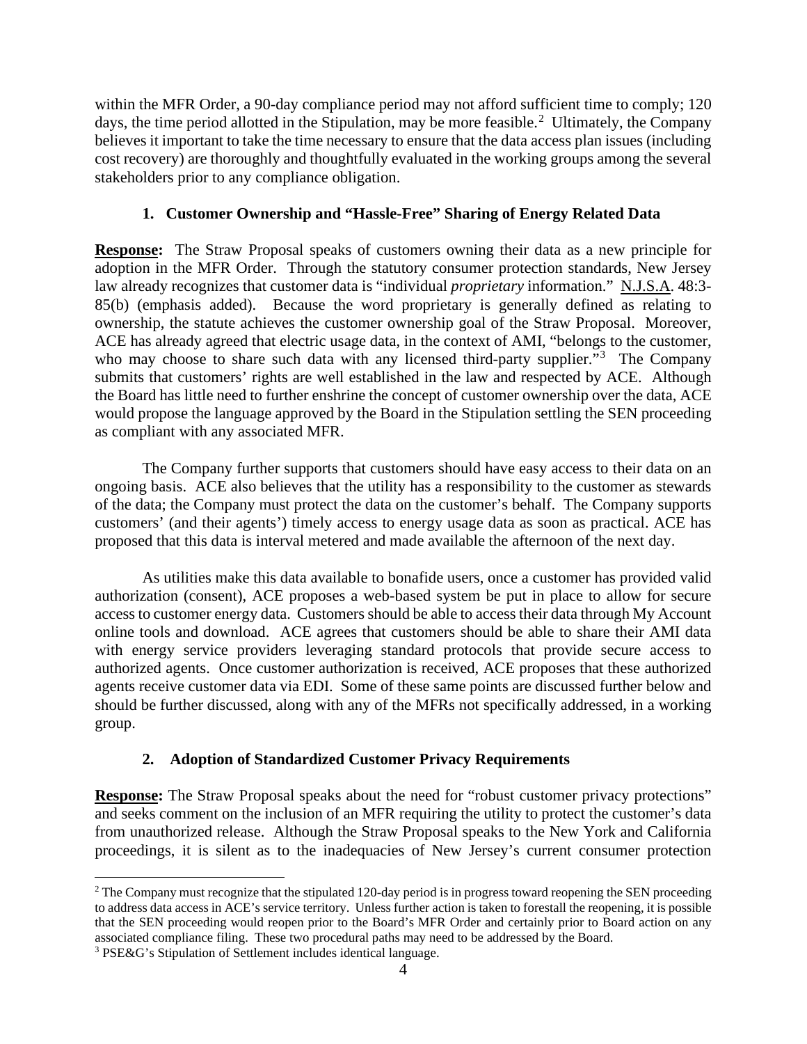within the MFR Order, a 90-day compliance period may not afford sufficient time to comply; 120 days, the time period allotted in the Stipulation, may be more feasible.[2] Ultimately, the Company believes it important to take the time necessary to ensure that the data access plan issues (including cost recovery) are thoroughly and thoughtfully evaluated in the working groups among the several stakeholders prior to any compliance obligation.

### 1. Customer Ownership and "Hassle-Free" Sharing of Energy Related Data

**Response:** The Straw Proposal speaks of customers owning their data as a new principle for adoption in the MFR Order. Through the statutory consumer protection standards, New Jersey law already recognizes that customer data is "individual *proprietary* information." N.J.S.A. 48:3-85(b) (emphasis added). Because the word proprietary is generally defined as relating to ownership, the statute achieves the customer ownership goal of the Straw Proposal. Moreover, ACE has already agreed that electric usage data, in the context of AMI, "belongs to the customer, who may choose to share such data with any licensed third-party supplier."[3] The Company submits that customers' rights are well established in the law and respected by ACE. Although the Board has little need to further enshrine the concept of customer ownership over the data, ACE would propose the language approved by the Board in the Stipulation settling the SEN proceeding as compliant with any associated MFR.

The Company further supports that customers should have easy access to their data on an ongoing basis. ACE also believes that the utility has a responsibility to the customer as stewards of the data; the Company must protect the data on the customer's behalf. The Company supports customers' (and their agents') timely access to energy usage data as soon as practical. ACE has proposed that this data is interval metered and made available the afternoon of the next day.

As utilities make this data available to bonafide users, once a customer has provided valid authorization (consent), ACE proposes a web-based system be put in place to allow for secure access to customer energy data. Customers should be able to access their data through My Account online tools and download. ACE agrees that customers should be able to share their AMI data with energy service providers leveraging standard protocols that provide secure access to authorized agents. Once customer authorization is received, ACE proposes that these authorized agents receive customer data via EDI. Some of these same points are discussed further below and should be further discussed, along with any of the MFRs not specifically addressed, in a working group.

### 2. Adoption of Standardized Customer Privacy Requirements

**Response:** The Straw Proposal speaks about the need for "robust customer privacy protections" and seeks comment on the inclusion of an MFR requiring the utility to protect the customer's data from unauthorized release. Although the Straw Proposal speaks to the New York and California proceedings, it is silent as to the inadequacies of New Jersey's current consumer protection

---

[2] The Company must recognize that the stipulated 120-day period is in progress toward reopening the SEN proceeding to address data access in ACE's service territory. Unless further action is taken to forestall the reopening, it is possible that the SEN proceeding would reopen prior to the Board's MFR Order and certainly prior to Board action on any associated compliance filing. These two procedural paths may need to be addressed by the Board.

[3] PSE&G's Stipulation of Settlement includes identical language.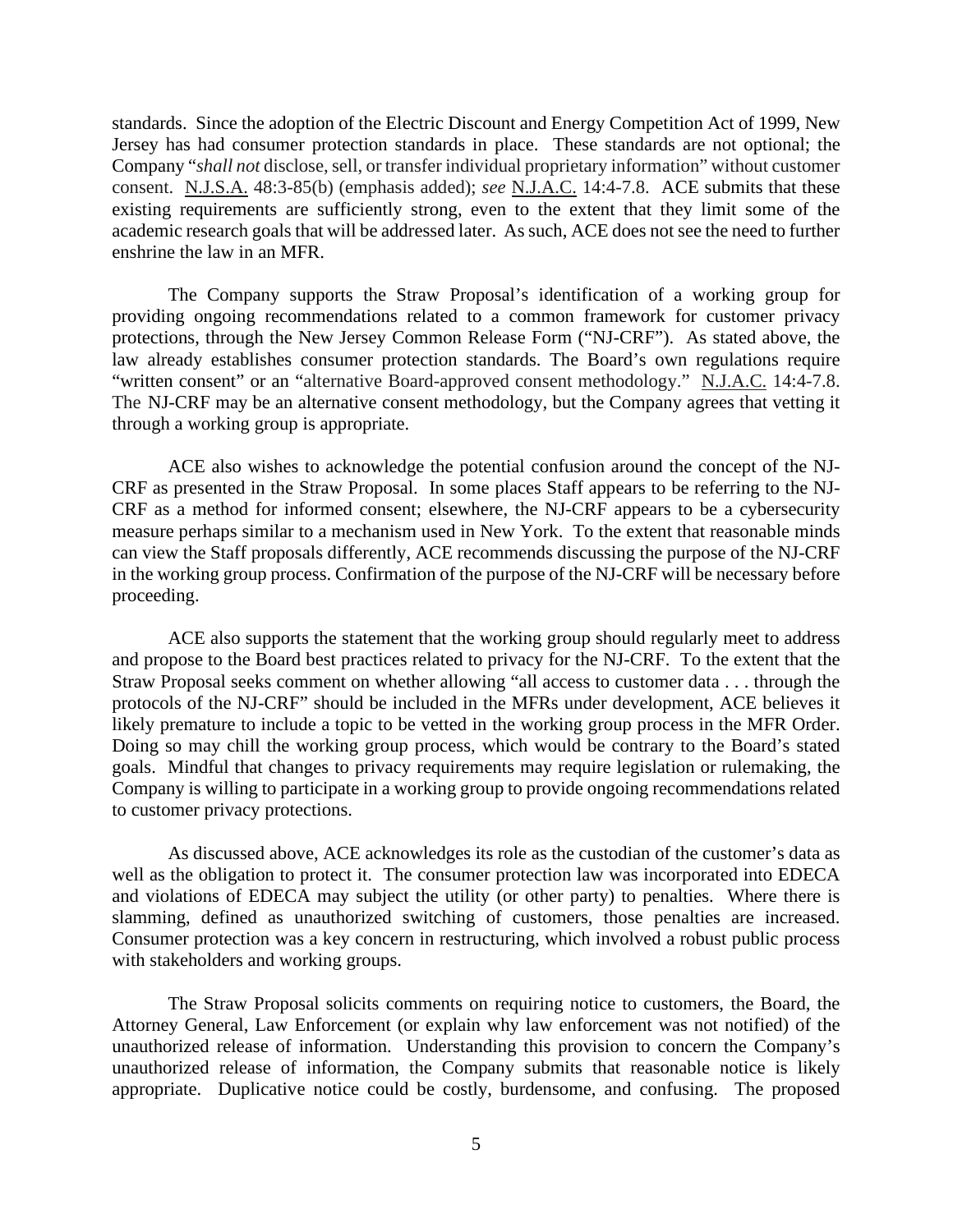standards. Since the adoption of the Electric Discount and Energy Competition Act of 1999, New Jersey has had consumer protection standards in place. These standards are not optional; the Company "*shall not* disclose, sell, or transfer individual proprietary information" without customer consent. N.J.S.A. 48:3-85(b) (emphasis added); *see* N.J.A.C. 14:4-7.8. ACE submits that these existing requirements are sufficiently strong, even to the extent that they limit some of the academic research goals that will be addressed later. As such, ACE does not see the need to further enshrine the law in an MFR.

The Company supports the Straw Proposal's identification of a working group for providing ongoing recommendations related to a common framework for customer privacy protections, through the New Jersey Common Release Form ("NJ-CRF"). As stated above, the law already establishes consumer protection standards. The Board's own regulations require "written consent" or an "alternative Board-approved consent methodology." N.J.A.C. 14:4-7.8. The NJ-CRF may be an alternative consent methodology, but the Company agrees that vetting it through a working group is appropriate.

ACE also wishes to acknowledge the potential confusion around the concept of the NJ-CRF as presented in the Straw Proposal. In some places Staff appears to be referring to the NJ-CRF as a method for informed consent; elsewhere, the NJ-CRF appears to be a cybersecurity measure perhaps similar to a mechanism used in New York. To the extent that reasonable minds can view the Staff proposals differently, ACE recommends discussing the purpose of the NJ-CRF in the working group process. Confirmation of the purpose of the NJ-CRF will be necessary before proceeding.

ACE also supports the statement that the working group should regularly meet to address and propose to the Board best practices related to privacy for the NJ-CRF. To the extent that the Straw Proposal seeks comment on whether allowing "all access to customer data . . . through the protocols of the NJ-CRF" should be included in the MFRs under development, ACE believes it likely premature to include a topic to be vetted in the working group process in the MFR Order. Doing so may chill the working group process, which would be contrary to the Board's stated goals. Mindful that changes to privacy requirements may require legislation or rulemaking, the Company is willing to participate in a working group to provide ongoing recommendations related to customer privacy protections.

As discussed above, ACE acknowledges its role as the custodian of the customer's data as well as the obligation to protect it. The consumer protection law was incorporated into EDECA and violations of EDECA may subject the utility (or other party) to penalties. Where there is slamming, defined as unauthorized switching of customers, those penalties are increased. Consumer protection was a key concern in restructuring, which involved a robust public process with stakeholders and working groups.

The Straw Proposal solicits comments on requiring notice to customers, the Board, the Attorney General, Law Enforcement (or explain why law enforcement was not notified) of the unauthorized release of information. Understanding this provision to concern the Company's unauthorized release of information, the Company submits that reasonable notice is likely appropriate. Duplicative notice could be costly, burdensome, and confusing. The proposed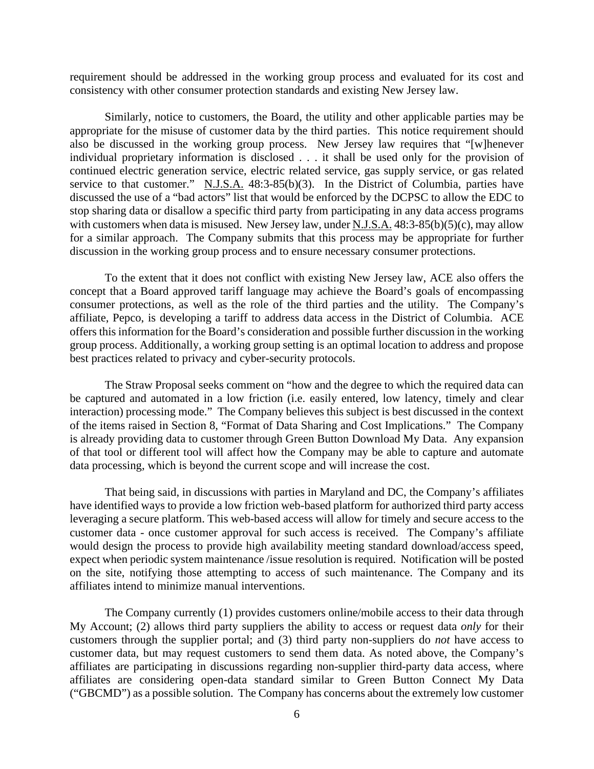requirement should be addressed in the working group process and evaluated for its cost and consistency with other consumer protection standards and existing New Jersey law.

Similarly, notice to customers, the Board, the utility and other applicable parties may be appropriate for the misuse of customer data by the third parties. This notice requirement should also be discussed in the working group process. New Jersey law requires that "[w]henever individual proprietary information is disclosed . . . it shall be used only for the provision of continued electric generation service, electric related service, gas supply service, or gas related service to that customer." N.J.S.A. 48:3-85(b)(3). In the District of Columbia, parties have discussed the use of a "bad actors" list that would be enforced by the DCPSC to allow the EDC to stop sharing data or disallow a specific third party from participating in any data access programs with customers when data is misused. New Jersey law, under N.J.S.A. 48:3-85(b)(5)(c), may allow for a similar approach. The Company submits that this process may be appropriate for further discussion in the working group process and to ensure necessary consumer protections.

To the extent that it does not conflict with existing New Jersey law, ACE also offers the concept that a Board approved tariff language may achieve the Board's goals of encompassing consumer protections, as well as the role of the third parties and the utility. The Company's affiliate, Pepco, is developing a tariff to address data access in the District of Columbia. ACE offers this information for the Board's consideration and possible further discussion in the working group process. Additionally, a working group setting is an optimal location to address and propose best practices related to privacy and cyber-security protocols.

The Straw Proposal seeks comment on "how and the degree to which the required data can be captured and automated in a low friction (i.e. easily entered, low latency, timely and clear interaction) processing mode." The Company believes this subject is best discussed in the context of the items raised in Section 8, "Format of Data Sharing and Cost Implications." The Company is already providing data to customer through Green Button Download My Data. Any expansion of that tool or different tool will affect how the Company may be able to capture and automate data processing, which is beyond the current scope and will increase the cost.

That being said, in discussions with parties in Maryland and DC, the Company's affiliates have identified ways to provide a low friction web-based platform for authorized third party access leveraging a secure platform. This web-based access will allow for timely and secure access to the customer data - once customer approval for such access is received. The Company's affiliate would design the process to provide high availability meeting standard download/access speed, expect when periodic system maintenance /issue resolution is required. Notification will be posted on the site, notifying those attempting to access of such maintenance. The Company and its affiliates intend to minimize manual interventions.

The Company currently (1) provides customers online/mobile access to their data through My Account; (2) allows third party suppliers the ability to access or request data *only* for their customers through the supplier portal; and (3) third party non-suppliers do *not* have access to customer data, but may request customers to send them data. As noted above, the Company's affiliates are participating in discussions regarding non-supplier third-party data access, where affiliates are considering open-data standard similar to Green Button Connect My Data ("GBCMD") as a possible solution. The Company has concerns about the extremely low customer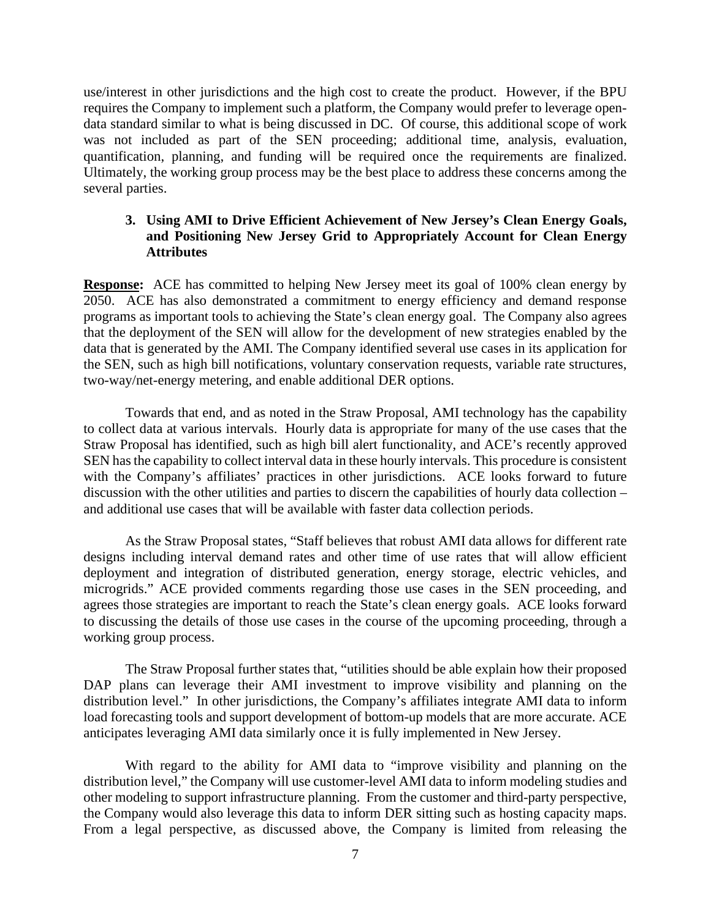use/interest in other jurisdictions and the high cost to create the product. However, if the BPU requires the Company to implement such a platform, the Company would prefer to leverage open-data standard similar to what is being discussed in DC. Of course, this additional scope of work was not included as part of the SEN proceeding; additional time, analysis, evaluation, quantification, planning, and funding will be required once the requirements are finalized. Ultimately, the working group process may be the best place to address these concerns among the several parties.

### 3. Using AMI to Drive Efficient Achievement of New Jersey's Clean Energy Goals, and Positioning New Jersey Grid to Appropriately Account for Clean Energy Attributes

**Response:** ACE has committed to helping New Jersey meet its goal of 100% clean energy by 2050. ACE has also demonstrated a commitment to energy efficiency and demand response programs as important tools to achieving the State's clean energy goal. The Company also agrees that the deployment of the SEN will allow for the development of new strategies enabled by the data that is generated by the AMI. The Company identified several use cases in its application for the SEN, such as high bill notifications, voluntary conservation requests, variable rate structures, two-way/net-energy metering, and enable additional DER options.

Towards that end, and as noted in the Straw Proposal, AMI technology has the capability to collect data at various intervals. Hourly data is appropriate for many of the use cases that the Straw Proposal has identified, such as high bill alert functionality, and ACE's recently approved SEN has the capability to collect interval data in these hourly intervals. This procedure is consistent with the Company's affiliates' practices in other jurisdictions. ACE looks forward to future discussion with the other utilities and parties to discern the capabilities of hourly data collection – and additional use cases that will be available with faster data collection periods.

As the Straw Proposal states, "Staff believes that robust AMI data allows for different rate designs including interval demand rates and other time of use rates that will allow efficient deployment and integration of distributed generation, energy storage, electric vehicles, and microgrids." ACE provided comments regarding those use cases in the SEN proceeding, and agrees those strategies are important to reach the State's clean energy goals. ACE looks forward to discussing the details of those use cases in the course of the upcoming proceeding, through a working group process.

The Straw Proposal further states that, "utilities should be able explain how their proposed DAP plans can leverage their AMI investment to improve visibility and planning on the distribution level." In other jurisdictions, the Company's affiliates integrate AMI data to inform load forecasting tools and support development of bottom-up models that are more accurate. ACE anticipates leveraging AMI data similarly once it is fully implemented in New Jersey.

With regard to the ability for AMI data to "improve visibility and planning on the distribution level," the Company will use customer-level AMI data to inform modeling studies and other modeling to support infrastructure planning. From the customer and third-party perspective, the Company would also leverage this data to inform DER sitting such as hosting capacity maps. From a legal perspective, as discussed above, the Company is limited from releasing the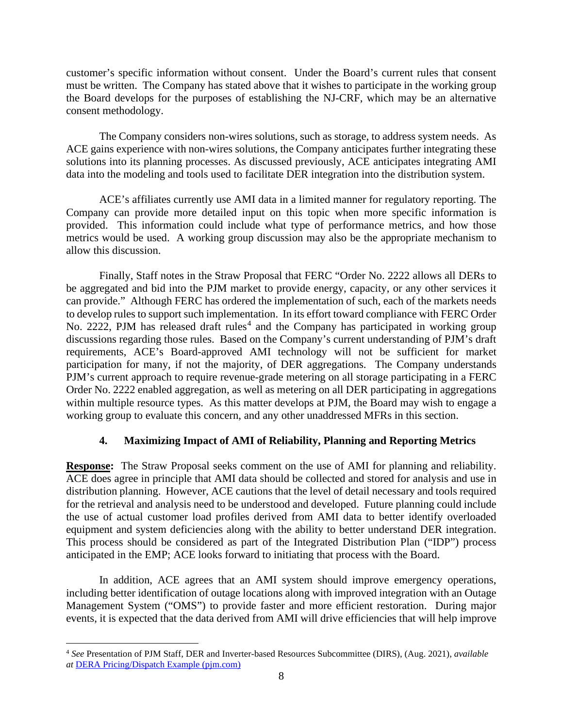customer's specific information without consent. Under the Board's current rules that consent must be written. The Company has stated above that it wishes to participate in the working group the Board develops for the purposes of establishing the NJ-CRF, which may be an alternative consent methodology.

The Company considers non-wires solutions, such as storage, to address system needs. As ACE gains experience with non-wires solutions, the Company anticipates further integrating these solutions into its planning processes. As discussed previously, ACE anticipates integrating AMI data into the modeling and tools used to facilitate DER integration into the distribution system.

ACE's affiliates currently use AMI data in a limited manner for regulatory reporting. The Company can provide more detailed input on this topic when more specific information is provided. This information could include what type of performance metrics, and how those metrics would be used. A working group discussion may also be the appropriate mechanism to allow this discussion.

Finally, Staff notes in the Straw Proposal that FERC "Order No. 2222 allows all DERs to be aggregated and bid into the PJM market to provide energy, capacity, or any other services it can provide." Although FERC has ordered the implementation of such, each of the markets needs to develop rules to support such implementation. In its effort toward compliance with FERC Order No. 2222, PJM has released draft rules[4] and the Company has participated in working group discussions regarding those rules. Based on the Company's current understanding of PJM's draft requirements, ACE's Board-approved AMI technology will not be sufficient for market participation for many, if not the majority, of DER aggregations. The Company understands PJM's current approach to require revenue-grade metering on all storage participating in a FERC Order No. 2222 enabled aggregation, as well as metering on all DER participating in aggregations within multiple resource types. As this matter develops at PJM, the Board may wish to engage a working group to evaluate this concern, and any other unaddressed MFRs in this section.

### 4. Maximizing Impact of AMI of Reliability, Planning and Reporting Metrics

**Response:** The Straw Proposal seeks comment on the use of AMI for planning and reliability. ACE does agree in principle that AMI data should be collected and stored for analysis and use in distribution planning. However, ACE cautions that the level of detail necessary and tools required for the retrieval and analysis need to be understood and developed. Future planning could include the use of actual customer load profiles derived from AMI data to better identify overloaded equipment and system deficiencies along with the ability to better understand DER integration. This process should be considered as part of the Integrated Distribution Plan ("IDP") process anticipated in the EMP; ACE looks forward to initiating that process with the Board.

In addition, ACE agrees that an AMI system should improve emergency operations, including better identification of outage locations along with improved integration with an Outage Management System ("OMS") to provide faster and more efficient restoration. During major events, it is expected that the data derived from AMI will drive efficiencies that will help improve

---

[4] *See* Presentation of PJM Staff, DER and Inverter-based Resources Subcommittee (DIRS), (Aug. 2021), *available at* DERA Pricing/Dispatch Example (pjm.com)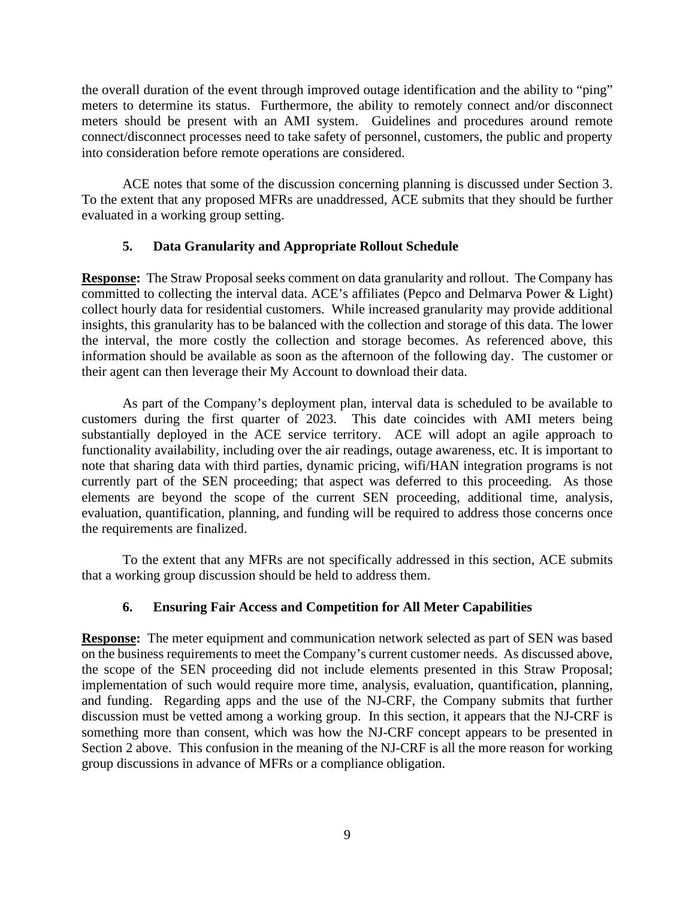the overall duration of the event through improved outage identification and the ability to "ping" meters to determine its status. Furthermore, the ability to remotely connect and/or disconnect meters should be present with an AMI system. Guidelines and procedures around remote connect/disconnect processes need to take safety of personnel, customers, the public and property into consideration before remote operations are considered.

ACE notes that some of the discussion concerning planning is discussed under Section 3. To the extent that any proposed MFRs are unaddressed, ACE submits that they should be further evaluated in a working group setting.

### 5. Data Granularity and Appropriate Rollout Schedule

**Response:** The Straw Proposal seeks comment on data granularity and rollout. The Company has committed to collecting the interval data. ACE's affiliates (Pepco and Delmarva Power & Light) collect hourly data for residential customers. While increased granularity may provide additional insights, this granularity has to be balanced with the collection and storage of this data. The lower the interval, the more costly the collection and storage becomes. As referenced above, this information should be available as soon as the afternoon of the following day. The customer or their agent can then leverage their My Account to download their data.

As part of the Company's deployment plan, interval data is scheduled to be available to customers during the first quarter of 2023. This date coincides with AMI meters being substantially deployed in the ACE service territory. ACE will adopt an agile approach to functionality availability, including over the air readings, outage awareness, etc. It is important to note that sharing data with third parties, dynamic pricing, wifi/HAN integration programs is not currently part of the SEN proceeding; that aspect was deferred to this proceeding. As those elements are beyond the scope of the current SEN proceeding, additional time, analysis, evaluation, quantification, planning, and funding will be required to address those concerns once the requirements are finalized.

To the extent that any MFRs are not specifically addressed in this section, ACE submits that a working group discussion should be held to address them.

### 6. Ensuring Fair Access and Competition for All Meter Capabilities

**Response:** The meter equipment and communication network selected as part of SEN was based on the business requirements to meet the Company's current customer needs. As discussed above, the scope of the SEN proceeding did not include elements presented in this Straw Proposal; implementation of such would require more time, analysis, evaluation, quantification, planning, and funding. Regarding apps and the use of the NJ-CRF, the Company submits that further discussion must be vetted among a working group. In this section, it appears that the NJ-CRF is something more than consent, which was how the NJ-CRF concept appears to be presented in Section 2 above. This confusion in the meaning of the NJ-CRF is all the more reason for working group discussions in advance of MFRs or a compliance obligation.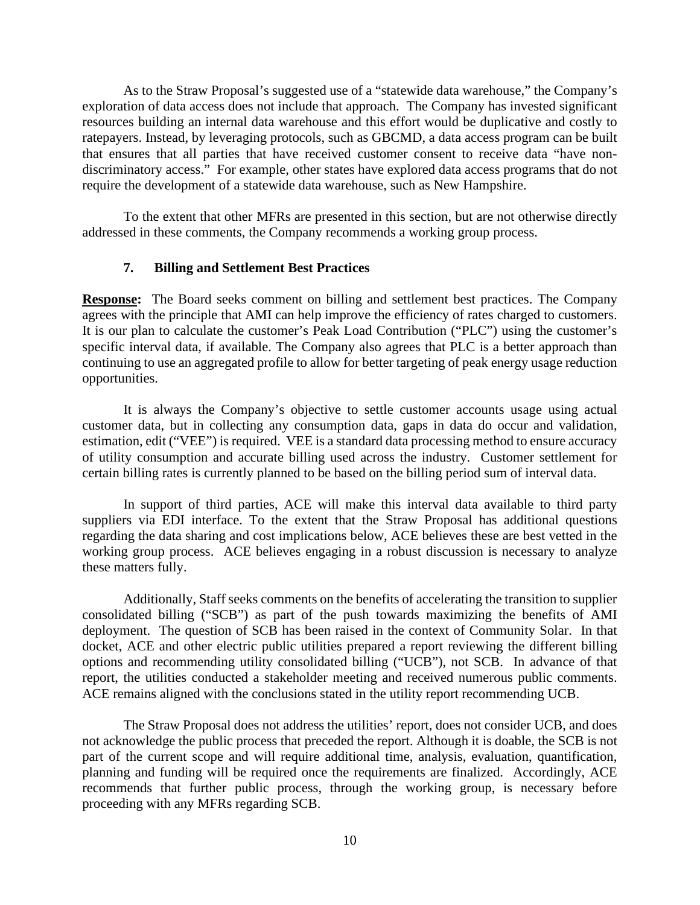As to the Straw Proposal's suggested use of a "statewide data warehouse," the Company's exploration of data access does not include that approach. The Company has invested significant resources building an internal data warehouse and this effort would be duplicative and costly to ratepayers. Instead, by leveraging protocols, such as GBCMD, a data access program can be built that ensures that all parties that have received customer consent to receive data "have non-discriminatory access." For example, other states have explored data access programs that do not require the development of a statewide data warehouse, such as New Hampshire.

To the extent that other MFRs are presented in this section, but are not otherwise directly addressed in these comments, the Company recommends a working group process.

### 7. Billing and Settlement Best Practices

**Response:** The Board seeks comment on billing and settlement best practices. The Company agrees with the principle that AMI can help improve the efficiency of rates charged to customers. It is our plan to calculate the customer's Peak Load Contribution ("PLC") using the customer's specific interval data, if available. The Company also agrees that PLC is a better approach than continuing to use an aggregated profile to allow for better targeting of peak energy usage reduction opportunities.

It is always the Company's objective to settle customer accounts usage using actual customer data, but in collecting any consumption data, gaps in data do occur and validation, estimation, edit ("VEE") is required. VEE is a standard data processing method to ensure accuracy of utility consumption and accurate billing used across the industry. Customer settlement for certain billing rates is currently planned to be based on the billing period sum of interval data.

In support of third parties, ACE will make this interval data available to third party suppliers via EDI interface. To the extent that the Straw Proposal has additional questions regarding the data sharing and cost implications below, ACE believes these are best vetted in the working group process. ACE believes engaging in a robust discussion is necessary to analyze these matters fully.

Additionally, Staff seeks comments on the benefits of accelerating the transition to supplier consolidated billing ("SCB") as part of the push towards maximizing the benefits of AMI deployment. The question of SCB has been raised in the context of Community Solar. In that docket, ACE and other electric public utilities prepared a report reviewing the different billing options and recommending utility consolidated billing ("UCB"), not SCB. In advance of that report, the utilities conducted a stakeholder meeting and received numerous public comments. ACE remains aligned with the conclusions stated in the utility report recommending UCB.

The Straw Proposal does not address the utilities' report, does not consider UCB, and does not acknowledge the public process that preceded the report. Although it is doable, the SCB is not part of the current scope and will require additional time, analysis, evaluation, quantification, planning and funding will be required once the requirements are finalized. Accordingly, ACE recommends that further public process, through the working group, is necessary before proceeding with any MFRs regarding SCB.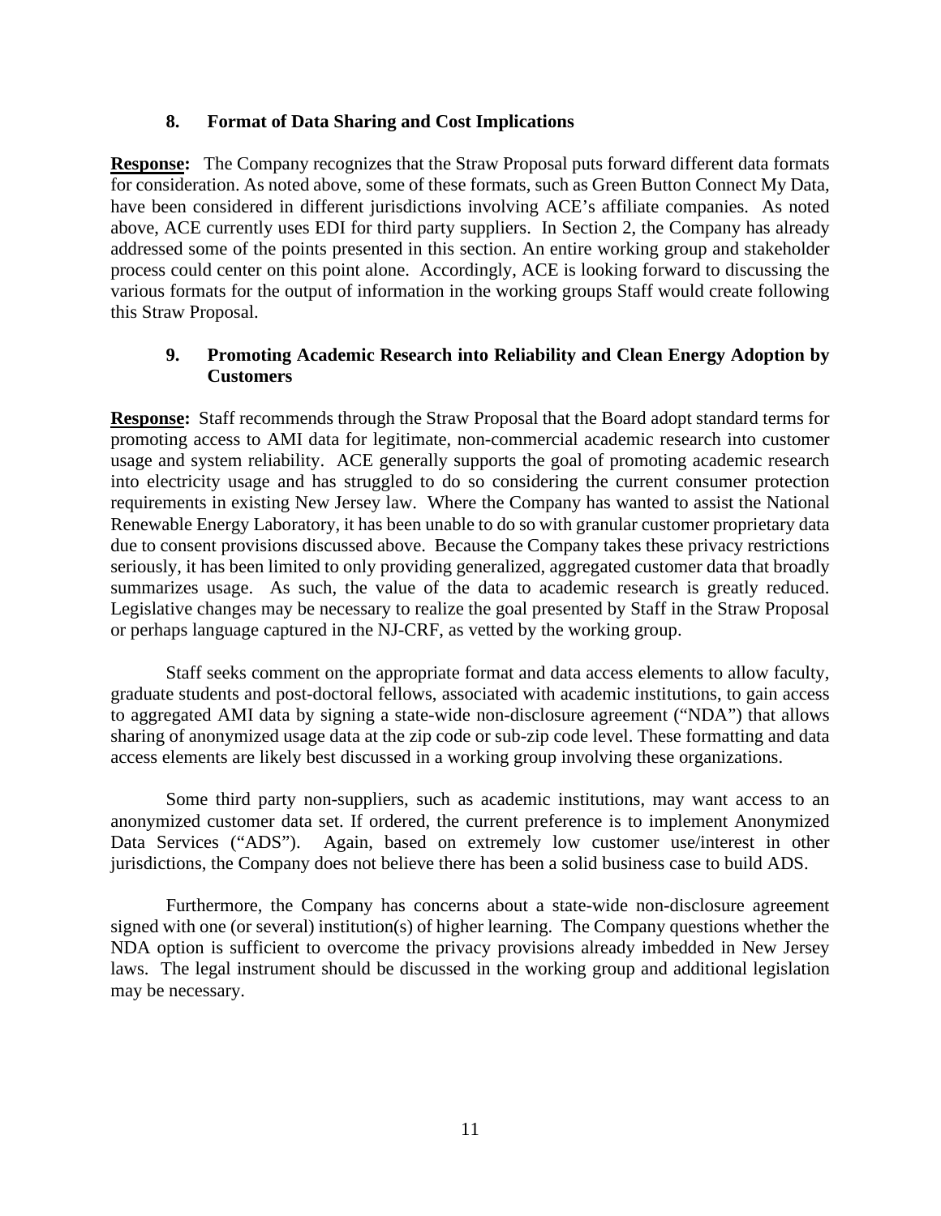### 8. Format of Data Sharing and Cost Implications

**Response:** The Company recognizes that the Straw Proposal puts forward different data formats for consideration. As noted above, some of these formats, such as Green Button Connect My Data, have been considered in different jurisdictions involving ACE's affiliate companies. As noted above, ACE currently uses EDI for third party suppliers. In Section 2, the Company has already addressed some of the points presented in this section. An entire working group and stakeholder process could center on this point alone. Accordingly, ACE is looking forward to discussing the various formats for the output of information in the working groups Staff would create following this Straw Proposal.

### 9. Promoting Academic Research into Reliability and Clean Energy Adoption by Customers

**Response:** Staff recommends through the Straw Proposal that the Board adopt standard terms for promoting access to AMI data for legitimate, non-commercial academic research into customer usage and system reliability. ACE generally supports the goal of promoting academic research into electricity usage and has struggled to do so considering the current consumer protection requirements in existing New Jersey law. Where the Company has wanted to assist the National Renewable Energy Laboratory, it has been unable to do so with granular customer proprietary data due to consent provisions discussed above. Because the Company takes these privacy restrictions seriously, it has been limited to only providing generalized, aggregated customer data that broadly summarizes usage. As such, the value of the data to academic research is greatly reduced. Legislative changes may be necessary to realize the goal presented by Staff in the Straw Proposal or perhaps language captured in the NJ-CRF, as vetted by the working group.

Staff seeks comment on the appropriate format and data access elements to allow faculty, graduate students and post-doctoral fellows, associated with academic institutions, to gain access to aggregated AMI data by signing a state-wide non-disclosure agreement ("NDA") that allows sharing of anonymized usage data at the zip code or sub-zip code level. These formatting and data access elements are likely best discussed in a working group involving these organizations.

Some third party non-suppliers, such as academic institutions, may want access to an anonymized customer data set. If ordered, the current preference is to implement Anonymized Data Services ("ADS"). Again, based on extremely low customer use/interest in other jurisdictions, the Company does not believe there has been a solid business case to build ADS.

Furthermore, the Company has concerns about a state-wide non-disclosure agreement signed with one (or several) institution(s) of higher learning. The Company questions whether the NDA option is sufficient to overcome the privacy provisions already imbedded in New Jersey laws. The legal instrument should be discussed in the working group and additional legislation may be necessary.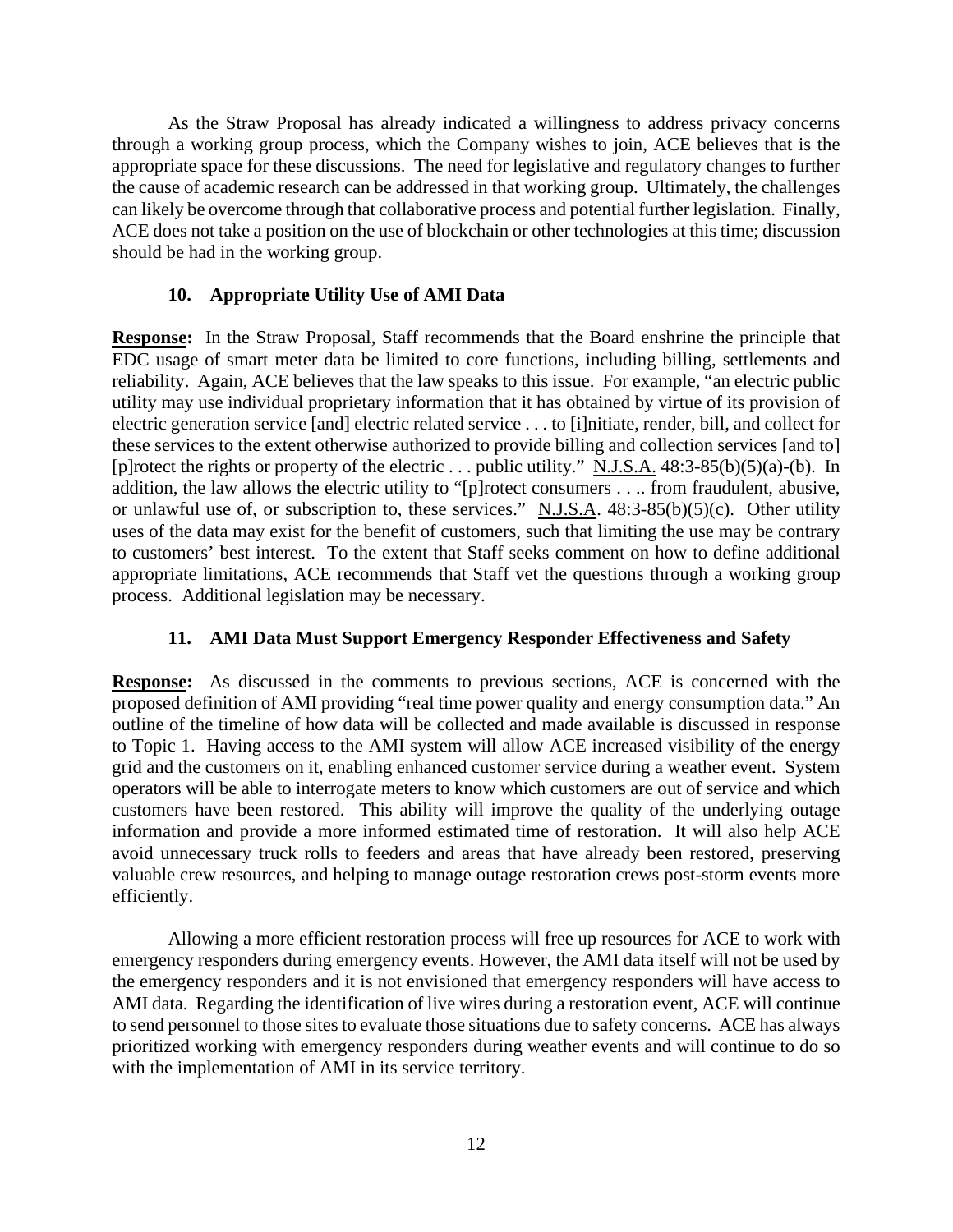As the Straw Proposal has already indicated a willingness to address privacy concerns through a working group process, which the Company wishes to join, ACE believes that is the appropriate space for these discussions. The need for legislative and regulatory changes to further the cause of academic research can be addressed in that working group. Ultimately, the challenges can likely be overcome through that collaborative process and potential further legislation. Finally, ACE does not take a position on the use of blockchain or other technologies at this time; discussion should be had in the working group.

### 10. Appropriate Utility Use of AMI Data

**Response:** In the Straw Proposal, Staff recommends that the Board enshrine the principle that EDC usage of smart meter data be limited to core functions, including billing, settlements and reliability. Again, ACE believes that the law speaks to this issue. For example, "an electric public utility may use individual proprietary information that it has obtained by virtue of its provision of electric generation service [and] electric related service . . . to [i]nitiate, render, bill, and collect for these services to the extent otherwise authorized to provide billing and collection services [and to] [p]rotect the rights or property of the electric . . . public utility." N.J.S.A. 48:3-85(b)(5)(a)-(b). In addition, the law allows the electric utility to "[p]rotect consumers . . .. from fraudulent, abusive, or unlawful use of, or subscription to, these services." N.J.S.A. 48:3-85(b)(5)(c). Other utility uses of the data may exist for the benefit of customers, such that limiting the use may be contrary to customers' best interest. To the extent that Staff seeks comment on how to define additional appropriate limitations, ACE recommends that Staff vet the questions through a working group process. Additional legislation may be necessary.

### 11. AMI Data Must Support Emergency Responder Effectiveness and Safety

**Response:** As discussed in the comments to previous sections, ACE is concerned with the proposed definition of AMI providing "real time power quality and energy consumption data." An outline of the timeline of how data will be collected and made available is discussed in response to Topic 1. Having access to the AMI system will allow ACE increased visibility of the energy grid and the customers on it, enabling enhanced customer service during a weather event. System operators will be able to interrogate meters to know which customers are out of service and which customers have been restored. This ability will improve the quality of the underlying outage information and provide a more informed estimated time of restoration. It will also help ACE avoid unnecessary truck rolls to feeders and areas that have already been restored, preserving valuable crew resources, and helping to manage outage restoration crews post-storm events more efficiently.

Allowing a more efficient restoration process will free up resources for ACE to work with emergency responders during emergency events. However, the AMI data itself will not be used by the emergency responders and it is not envisioned that emergency responders will have access to AMI data. Regarding the identification of live wires during a restoration event, ACE will continue to send personnel to those sites to evaluate those situations due to safety concerns. ACE has always prioritized working with emergency responders during weather events and will continue to do so with the implementation of AMI in its service territory.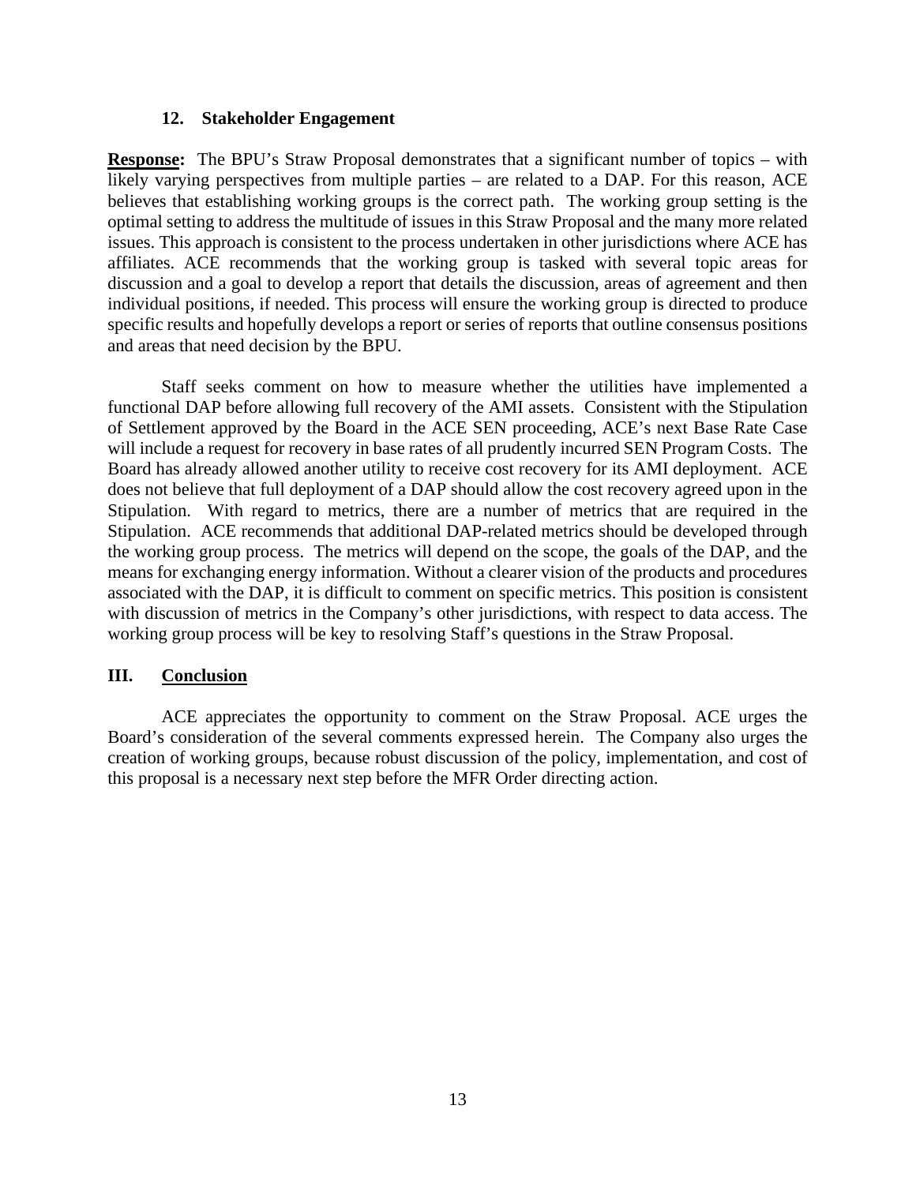### 12. Stakeholder Engagement

**Response:** The BPU's Straw Proposal demonstrates that a significant number of topics – with likely varying perspectives from multiple parties – are related to a DAP. For this reason, ACE believes that establishing working groups is the correct path. The working group setting is the optimal setting to address the multitude of issues in this Straw Proposal and the many more related issues. This approach is consistent to the process undertaken in other jurisdictions where ACE has affiliates. ACE recommends that the working group is tasked with several topic areas for discussion and a goal to develop a report that details the discussion, areas of agreement and then individual positions, if needed. This process will ensure the working group is directed to produce specific results and hopefully develops a report or series of reports that outline consensus positions and areas that need decision by the BPU.

Staff seeks comment on how to measure whether the utilities have implemented a functional DAP before allowing full recovery of the AMI assets. Consistent with the Stipulation of Settlement approved by the Board in the ACE SEN proceeding, ACE's next Base Rate Case will include a request for recovery in base rates of all prudently incurred SEN Program Costs. The Board has already allowed another utility to receive cost recovery for its AMI deployment. ACE does not believe that full deployment of a DAP should allow the cost recovery agreed upon in the Stipulation. With regard to metrics, there are a number of metrics that are required in the Stipulation. ACE recommends that additional DAP-related metrics should be developed through the working group process. The metrics will depend on the scope, the goals of the DAP, and the means for exchanging energy information. Without a clearer vision of the products and procedures associated with the DAP, it is difficult to comment on specific metrics. This position is consistent with discussion of metrics in the Company's other jurisdictions, with respect to data access. The working group process will be key to resolving Staff's questions in the Straw Proposal.

## III. Conclusion

ACE appreciates the opportunity to comment on the Straw Proposal. ACE urges the Board's consideration of the several comments expressed herein. The Company also urges the creation of working groups, because robust discussion of the policy, implementation, and cost of this proposal is a necessary next step before the MFR Order directing action.